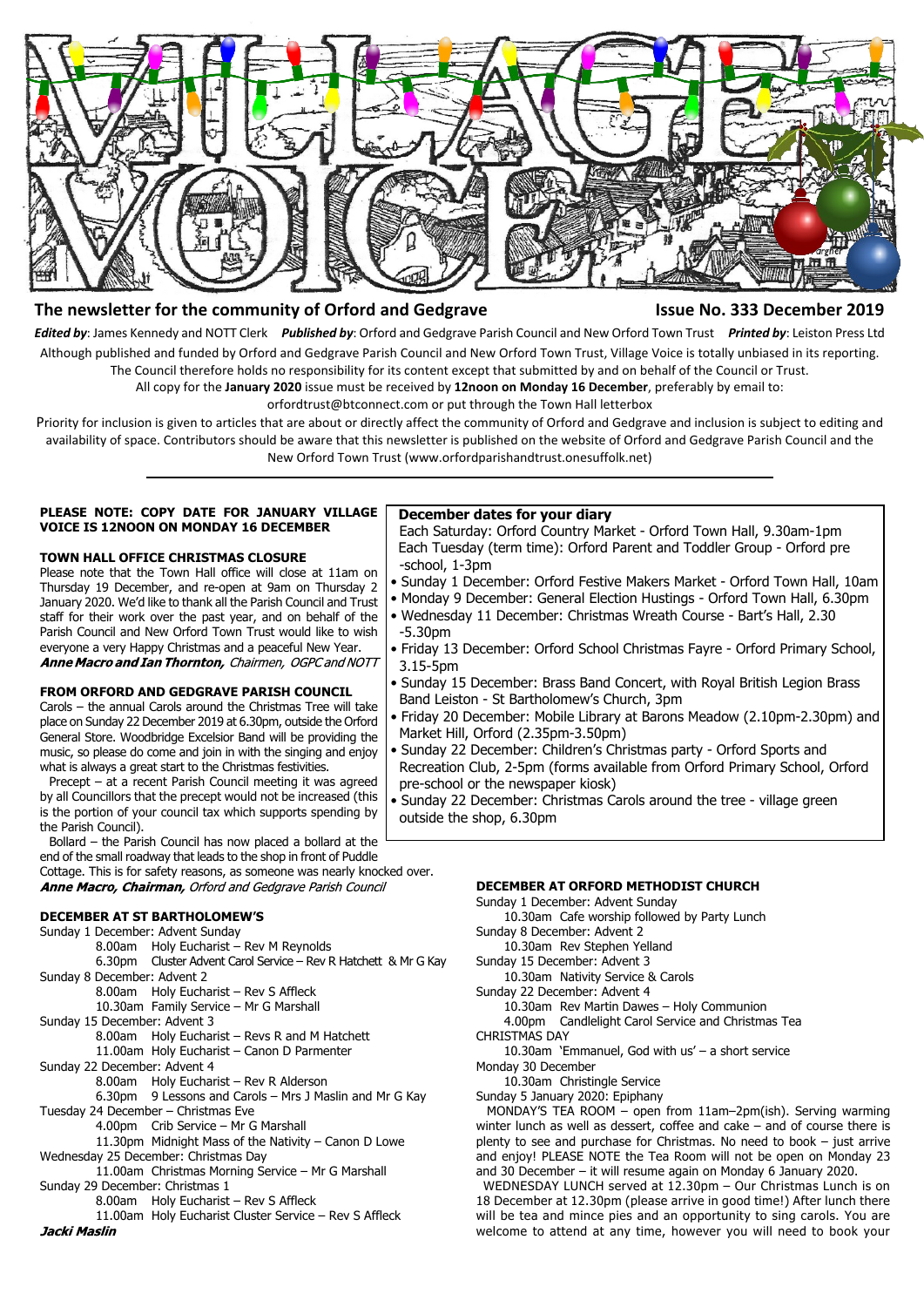# VILLAGE VOICE

**The newsletter for the community of Orford and Gedgrave** **Issue No. 333 December 2019**

***Edited by***: James Kennedy and NOTT Clerk ***Published by***: Orford and Gedgrave Parish Council and New Orford Town Trust ***Printed by***: Leiston Press Ltd

Although published and funded by Orford and Gedgrave Parish Council and New Orford Town Trust, Village Voice is totally unbiased in its reporting. The Council therefore holds no responsibility for its content except that submitted by and on behalf of the Council or Trust.

All copy for the **January 2020** issue must be received by **12noon on Monday 16 December**, preferably by email to: orfordtrust@btconnect.com or put through the Town Hall letterbox

Priority for inclusion is given to articles that are about or directly affect the community of Orford and Gedgrave and inclusion is subject to editing and availability of space. Contributors should be aware that this newsletter is published on the website of Orford and Gedgrave Parish Council and the New Orford Town Trust (www.orfordparishandtrust.onesuffolk.net)

---

**PLEASE NOTE: COPY DATE FOR JANUARY VILLAGE VOICE IS 12NOON ON MONDAY 16 DECEMBER**

### TOWN HALL OFFICE CHRISTMAS CLOSURE

Please note that the Town Hall office will close at 11am on Thursday 19 December, and re-open at 9am on Thursday 2 January 2020. We'd like to thank all the Parish Council and Trust staff for their work over the past year, and on behalf of the Parish Council and New Orford Town Trust would like to wish everyone a very Happy Christmas and a peaceful New Year.

***Anne Macro and Ian Thornton,*** *Chairmen, OGPC and NOTT*

### FROM ORFORD AND GEDGRAVE PARISH COUNCIL

Carols – the annual Carols around the Christmas Tree will take place on Sunday 22 December 2019 at 6.30pm, outside the Orford General Store. Woodbridge Excelsior Band will be providing the music, so please do come and join in with the singing and enjoy what is always a great start to the Christmas festivities.

Precept – at a recent Parish Council meeting it was agreed by all Councillors that the precept would not be increased (this is the portion of your council tax which supports spending by the Parish Council).

Bollard – the Parish Council has now placed a bollard at the end of the small roadway that leads to the shop in front of Puddle Cottage. This is for safety reasons, as someone was nearly knocked over.

***Anne Macro, Chairman,*** *Orford and Gedgrave Parish Council*

### December dates for your diary

Each Saturday: Orford Country Market - Orford Town Hall, 9.30am-1pm

Each Tuesday (term time): Orford Parent and Toddler Group - Orford pre-school, 1-3pm

- Sunday 1 December: Orford Festive Makers Market - Orford Town Hall, 10am
- Monday 9 December: General Election Hustings - Orford Town Hall, 6.30pm
- Wednesday 11 December: Christmas Wreath Course - Bart's Hall, 2.30-5.30pm
- Friday 13 December: Orford School Christmas Fayre - Orford Primary School, 3.15-5pm
- Sunday 15 December: Brass Band Concert, with Royal British Legion Brass Band Leiston - St Bartholomew's Church, 3pm
- Friday 20 December: Mobile Library at Barons Meadow (2.10pm-2.30pm) and Market Hill, Orford (2.35pm-3.50pm)
- Sunday 22 December: Children's Christmas party - Orford Sports and Recreation Club, 2-5pm (forms available from Orford Primary School, Orford pre-school or the newspaper kiosk)
- Sunday 22 December: Christmas Carols around the tree - village green outside the shop, 6.30pm

### DECEMBER AT ST BARTHOLOMEW'S

Sunday 1 December: Advent Sunday
- 8.00am Holy Eucharist – Rev M Reynolds
- 6.30pm Cluster Advent Carol Service – Rev R Hatchett & Mr G Kay

Sunday 8 December: Advent 2
- 8.00am Holy Eucharist – Rev S Affleck
- 10.30am Family Service – Mr G Marshall

Sunday 15 December: Advent 3
- 8.00am Holy Eucharist – Revs R and M Hatchett
- 11.00am Holy Eucharist – Canon D Parmenter

Sunday 22 December: Advent 4
- 8.00am Holy Eucharist – Rev R Alderson
- 6.30pm 9 Lessons and Carols – Mrs J Maslin and Mr G Kay

Tuesday 24 December – Christmas Eve
- 4.00pm Crib Service – Mr G Marshall
- 11.30pm Midnight Mass of the Nativity – Canon D Lowe

Wednesday 25 December: Christmas Day
- 11.00am Christmas Morning Service – Mr G Marshall

Sunday 29 December: Christmas 1
- 8.00am Holy Eucharist – Rev S Affleck
- 11.00am Holy Eucharist Cluster Service – Rev S Affleck

***Jacki Maslin***

### DECEMBER AT ORFORD METHODIST CHURCH

Sunday 1 December: Advent Sunday
- 10.30am Cafe worship followed by Party Lunch

Sunday 8 December: Advent 2
- 10.30am Rev Stephen Yelland

Sunday 15 December: Advent 3
- 10.30am Nativity Service & Carols

Sunday 22 December: Advent 4
- 10.30am Rev Martin Dawes – Holy Communion
- 4.00pm Candlelight Carol Service and Christmas Tea

CHRISTMAS DAY
- 10.30am 'Emmanuel, God with us' – a short service

Monday 30 December
- 10.30am Christingle Service

Sunday 5 January 2020: Epiphany

MONDAY'S TEA ROOM – open from 11am–2pm(ish). Serving warming winter lunch as well as dessert, coffee and cake – and of course there is plenty to see and purchase for Christmas. No need to book – just arrive and enjoy! PLEASE NOTE the Tea Room will not be open on Monday 23 and 30 December – it will resume again on Monday 6 January 2020.

WEDNESDAY LUNCH served at 12.30pm – Our Christmas Lunch is on 18 December at 12.30pm (please arrive in good time!) After lunch there will be tea and mince pies and an opportunity to sing carols. You are welcome to attend at any time, however you will need to book your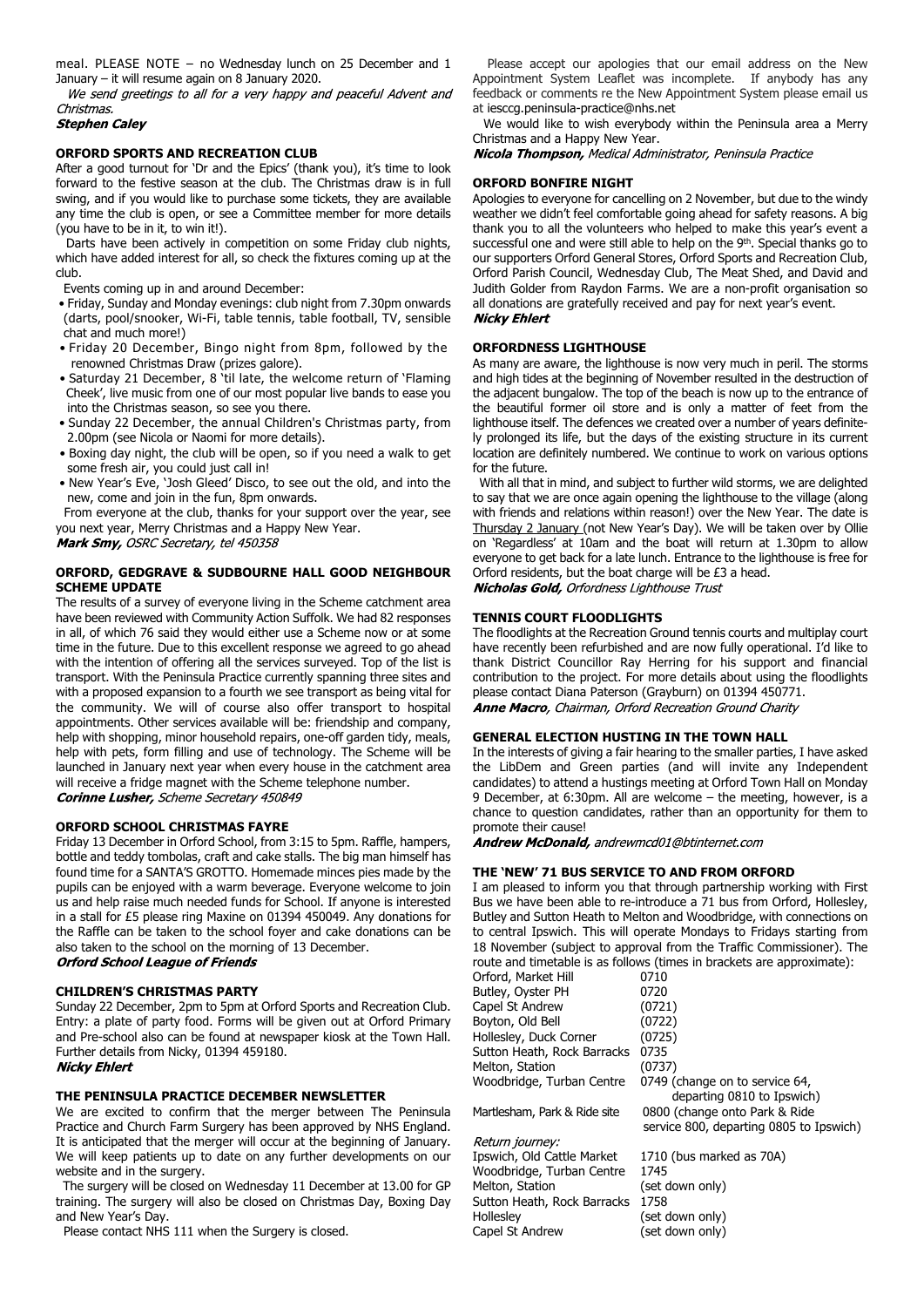meal. PLEASE NOTE – no Wednesday lunch on 25 December and 1 January – it will resume again on 8 January 2020.

*We send greetings to all for a very happy and peaceful Advent and Christmas.*

***Stephen Caley***

### ORFORD SPORTS AND RECREATION CLUB

After a good turnout for 'Dr and the Epics' (thank you), it's time to look forward to the festive season at the club. The Christmas draw is in full swing, and if you would like to purchase some tickets, they are available any time the club is open, or see a Committee member for more details (you have to be in it, to win it!).

Darts have been actively in competition on some Friday club nights, which have added interest for all, so check the fixtures coming up at the club.

Events coming up in and around December:

- Friday, Sunday and Monday evenings: club night from 7.30pm onwards (darts, pool/snooker, Wi-Fi, table tennis, table football, TV, sensible chat and much more!)
- Friday 20 December, Bingo night from 8pm, followed by the renowned Christmas Draw (prizes galore).
- Saturday 21 December, 8 'til late, the welcome return of 'Flaming Cheek', live music from one of our most popular live bands to ease you into the Christmas season, so see you there.
- Sunday 22 December, the annual Children's Christmas party, from 2.00pm (see Nicola or Naomi for more details).
- Boxing day night, the club will be open, so if you need a walk to get some fresh air, you could just call in!
- New Year's Eve, 'Josh Gleed' Disco, to see out the old, and into the new, come and join in the fun, 8pm onwards.

From everyone at the club, thanks for your support over the year, see you next year, Merry Christmas and a Happy New Year.

***Mark Smy,** OSRC Secretary, tel 450358*

### ORFORD, GEDGRAVE & SUDBOURNE HALL GOOD NEIGHBOUR SCHEME UPDATE

The results of a survey of everyone living in the Scheme catchment area have been reviewed with Community Action Suffolk. We had 82 responses in all, of which 76 said they would either use a Scheme now or at some time in the future. Due to this excellent response we agreed to go ahead with the intention of offering all the services surveyed. Top of the list is transport. With the Peninsula Practice currently spanning three sites and with a proposed expansion to a fourth we see transport as being vital for the community. We will of course also offer transport to hospital appointments. Other services available will be: friendship and company, help with shopping, minor household repairs, one-off garden tidy, meals, help with pets, form filling and use of technology. The Scheme will be launched in January next year when every house in the catchment area will receive a fridge magnet with the Scheme telephone number.

***Corinne Lusher,** Scheme Secretary 450849*

### ORFORD SCHOOL CHRISTMAS FAYRE

Friday 13 December in Orford School, from 3:15 to 5pm. Raffle, hampers, bottle and teddy tombolas, craft and cake stalls. The big man himself has found time for a SANTA'S GROTTO. Homemade minces pies made by the pupils can be enjoyed with a warm beverage. Everyone welcome to join us and help raise much needed funds for School. If anyone is interested in a stall for £5 please ring Maxine on 01394 450049. Any donations for the Raffle can be taken to the school foyer and cake donations can be also taken to the school on the morning of 13 December.

***Orford School League of Friends***

### CHILDREN'S CHRISTMAS PARTY

Sunday 22 December, 2pm to 5pm at Orford Sports and Recreation Club. Entry: a plate of party food. Forms will be given out at Orford Primary and Pre-school also can be found at newspaper kiosk at the Town Hall. Further details from Nicky, 01394 459180.

***Nicky Ehlert***

### THE PENINSULA PRACTICE DECEMBER NEWSLETTER

We are excited to confirm that the merger between The Peninsula Practice and Church Farm Surgery has been approved by NHS England. It is anticipated that the merger will occur at the beginning of January. We will keep patients up to date on any further developments on our website and in the surgery.

The surgery will be closed on Wednesday 11 December at 13.00 for GP training. The surgery will also be closed on Christmas Day, Boxing Day and New Year's Day.

Please contact NHS 111 when the Surgery is closed.

Please accept our apologies that our email address on the New Appointment System Leaflet was incomplete. If anybody has any feedback or comments re the New Appointment System please email us at iesccg.peninsula-practice@nhs.net

We would like to wish everybody within the Peninsula area a Merry Christmas and a Happy New Year.

***Nicola Thompson,** Medical Administrator, Peninsula Practice*

### ORFORD BONFIRE NIGHT

Apologies to everyone for cancelling on 2 November, but due to the windy weather we didn't feel comfortable going ahead for safety reasons. A big thank you to all the volunteers who helped to make this year's event a successful one and were still able to help on the 9th. Special thanks go to our supporters Orford General Stores, Orford Sports and Recreation Club, Orford Parish Council, Wednesday Club, The Meat Shed, and David and Judith Golder from Raydon Farms. We are a non-profit organisation so all donations are gratefully received and pay for next year's event.

***Nicky Ehlert***

### ORFORDNESS LIGHTHOUSE

As many are aware, the lighthouse is now very much in peril. The storms and high tides at the beginning of November resulted in the destruction of the adjacent bungalow. The top of the beach is now up to the entrance of the beautiful former oil store and is only a matter of feet from the lighthouse itself. The defences we created over a number of years definitely prolonged its life, but the days of the existing structure in its current location are definitely numbered. We continue to work on various options for the future.

With all that in mind, and subject to further wild storms, we are delighted to say that we are once again opening the lighthouse to the village (along with friends and relations within reason!) over the New Year. The date is Thursday 2 January (not New Year's Day). We will be taken over by Ollie on 'Regardless' at 10am and the boat will return at 1.30pm to allow everyone to get back for a late lunch. Entrance to the lighthouse is free for Orford residents, but the boat charge will be £3 a head.

***Nicholas Gold,** Orfordness Lighthouse Trust*

### TENNIS COURT FLOODLIGHTS

The floodlights at the Recreation Ground tennis courts and multiplay court have recently been refurbished and are now fully operational. I'd like to thank District Councillor Ray Herring for his support and financial contribution to the project. For more details about using the floodlights please contact Diana Paterson (Grayburn) on 01394 450771.

***Anne Macro,** Chairman, Orford Recreation Ground Charity*

### GENERAL ELECTION HUSTING IN THE TOWN HALL

In the interests of giving a fair hearing to the smaller parties, I have asked the LibDem and Green parties (and will invite any Independent candidates) to attend a hustings meeting at Orford Town Hall on Monday 9 December, at 6:30pm. All are welcome – the meeting, however, is a chance to question candidates, rather than an opportunity for them to promote their cause!

***Andrew McDonald,** andrewmcd01@btinternet.com*

### THE 'NEW' 71 BUS SERVICE TO AND FROM ORFORD

I am pleased to inform you that through partnership working with First Bus we have been able to re-introduce a 71 bus from Orford, Hollesley, Butley and Sutton Heath to Melton and Woodbridge, with connections on to central Ipswich. This will operate Mondays to Fridays starting from 18 November (subject to approval from the Traffic Commissioner). The route and timetable is as follows (times in brackets are approximate):

| | |
|---|---|
| Orford, Market Hill | 0710 |
| Butley, Oyster PH | 0720 |
| Capel St Andrew | (0721) |
| Boyton, Old Bell | (0722) |
| Hollesley, Duck Corner | (0725) |
| Sutton Heath, Rock Barracks | 0735 |
| Melton, Station | (0737) |
| Woodbridge, Turban Centre | 0749 (change on to service 64, departing 0810 to Ipswich) |
| Martlesham, Park & Ride site | 0800 (change onto Park & Ride service 800, departing 0805 to Ipswich) |
| *Return journey:* | |
| Ipswich, Old Cattle Market | 1710 (bus marked as 70A) |
| Woodbridge, Turban Centre | 1745 |
| Melton, Station | (set down only) |
| Sutton Heath, Rock Barracks | 1758 |
| Hollesley | (set down only) |
| Capel St Andrew | (set down only) |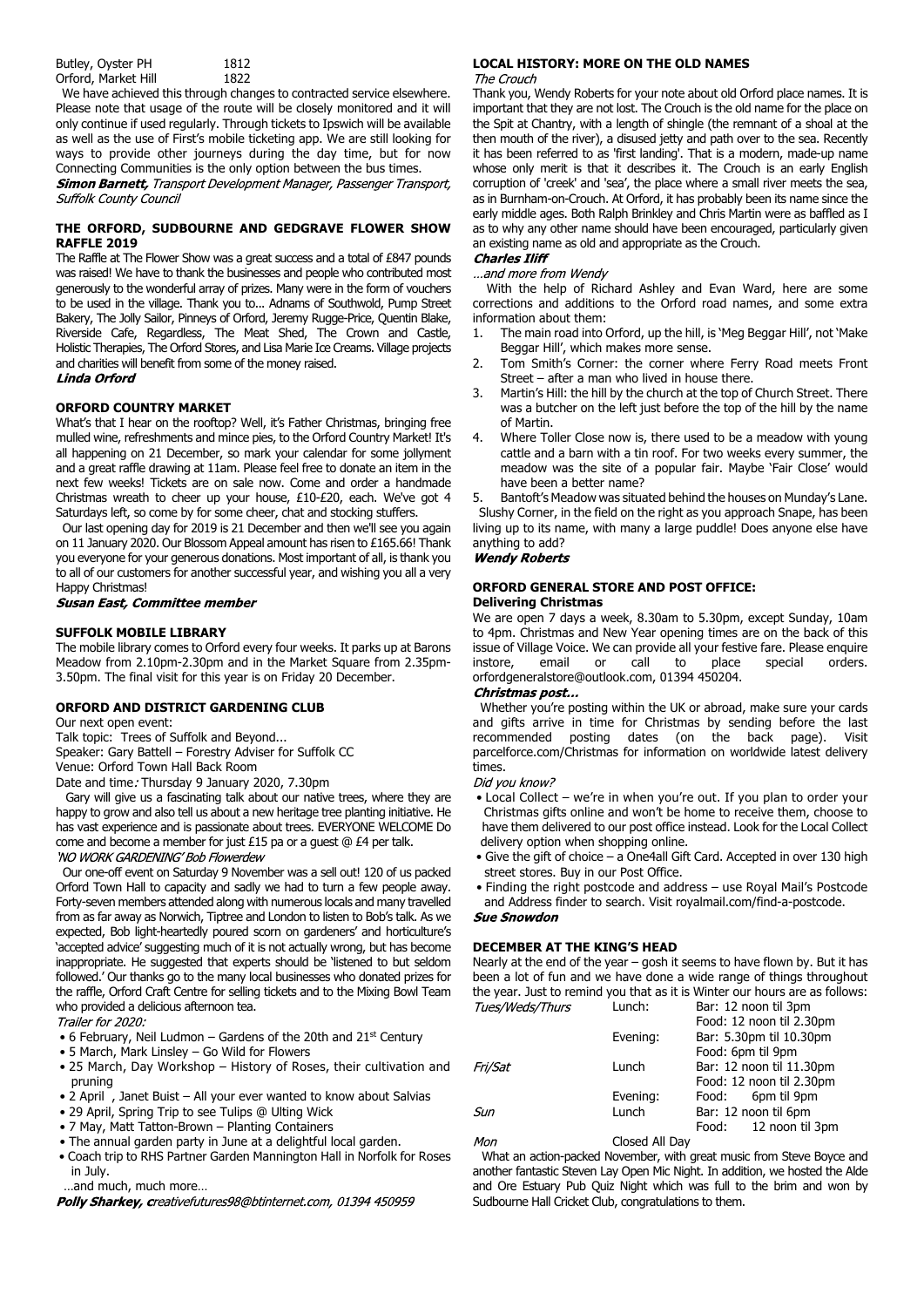| | |
|---|---|
| Butley, Oyster PH | 1812 |
| Orford, Market Hill | 1822 |

We have achieved this through changes to contracted service elsewhere. Please note that usage of the route will be closely monitored and it will only continue if used regularly. Through tickets to Ipswich will be available as well as the use of First's mobile ticketing app. We are still looking for ways to provide other journeys during the day time, but for now Connecting Communities is the only option between the bus times.

***Simon Barnett,*** *Transport Development Manager, Passenger Transport, Suffolk County Council*

### THE ORFORD, SUDBOURNE AND GEDGRAVE FLOWER SHOW RAFFLE 2019

The Raffle at The Flower Show was a great success and a total of £847 pounds was raised! We have to thank the businesses and people who contributed most generously to the wonderful array of prizes. Many were in the form of vouchers to be used in the village. Thank you to... Adnams of Southwold, Pump Street Bakery, The Jolly Sailor, Pinneys of Orford, Jeremy Rugge-Price, Quentin Blake, Riverside Cafe, Regardless, The Meat Shed, The Crown and Castle, Holistic Therapies, The Orford Stores, and Lisa Marie Ice Creams. Village projects and charities will benefit from some of the money raised.

***Linda Orford***

### ORFORD COUNTRY MARKET

What's that I hear on the rooftop? Well, it's Father Christmas, bringing free mulled wine, refreshments and mince pies, to the Orford Country Market! It's all happening on 21 December, so mark your calendar for some jollyment and a great raffle drawing at 11am. Please feel free to donate an item in the next few weeks! Tickets are on sale now. Come and order a handmade Christmas wreath to cheer up your house, £10-£20, each. We've got 4 Saturdays left, so come by for some cheer, chat and stocking stuffers.

Our last opening day for 2019 is 21 December and then we'll see you again on 11 January 2020. Our Blossom Appeal amount has risen to £165.66! Thank you everyone for your generous donations. Most important of all, is thank you to all of our customers for another successful year, and wishing you all a very Happy Christmas!

***Susan East, Committee member***

### SUFFOLK MOBILE LIBRARY

The mobile library comes to Orford every four weeks. It parks up at Barons Meadow from 2.10pm-2.30pm and in the Market Square from 2.35pm-3.50pm. The final visit for this year is on Friday 20 December.

### ORFORD AND DISTRICT GARDENING CLUB

Our next open event:
Talk topic: Trees of Suffolk and Beyond...
Speaker: Gary Battell – Forestry Adviser for Suffolk CC
Venue: Orford Town Hall Back Room
Date and time*:* Thursday 9 January 2020, 7.30pm

Gary will give us a fascinating talk about our native trees, where they are happy to grow and also tell us about a new heritage tree planting initiative. He has vast experience and is passionate about trees. EVERYONE WELCOME Do come and become a member for just £15 pa or a guest @ £4 per talk.

*'NO WORK GARDENING' Bob Flowerdew*

Our one-off event on Saturday 9 November was a sell out! 120 of us packed Orford Town Hall to capacity and sadly we had to turn a few people away. Forty-seven members attended along with numerous locals and many travelled from as far away as Norwich, Tiptree and London to listen to Bob's talk. As we expected, Bob light-heartedly poured scorn on gardeners' and horticulture's 'accepted advice' suggesting much of it is not actually wrong, but has become inappropriate. He suggested that experts should be 'listened to but seldom followed.' Our thanks go to the many local businesses who donated prizes for the raffle, Orford Craft Centre for selling tickets and to the Mixing Bowl Team who provided a delicious afternoon tea.

*Trailer for 2020:*

- 6 February, Neil Ludmon – Gardens of the 20th and 21st Century
- 5 March, Mark Linsley – Go Wild for Flowers
- 25 March, Day Workshop – History of Roses, their cultivation and pruning
- 2 April , Janet Buist – All your ever wanted to know about Salvias
- 29 April, Spring Trip to see Tulips @ Ulting Wick
- 7 May, Matt Tatton-Brown – Planting Containers
- The annual garden party in June at a delightful local garden.
- Coach trip to RHS Partner Garden Mannington Hall in Norfolk for Roses in July.

…and much, much more…

***Polly Sharkey,*** *creativefutures98@btinternet.com, 01394 450959*

### LOCAL HISTORY: MORE ON THE OLD NAMES

*The Crouch*

Thank you, Wendy Roberts for your note about old Orford place names. It is important that they are not lost. The Crouch is the old name for the place on the Spit at Chantry, with a length of shingle (the remnant of a shoal at the then mouth of the river), a disused jetty and path over to the sea. Recently it has been referred to as 'first landing'. That is a modern, made-up name whose only merit is that it describes it. The Crouch is an early English corruption of 'creek' and 'sea', the place where a small river meets the sea, as in Burnham-on-Crouch. At Orford, it has probably been its name since the early middle ages. Both Ralph Brinkley and Chris Martin were as baffled as I as to why any other name should have been encouraged, particularly given an existing name as old and appropriate as the Crouch.

***Charles Iliff***

*…and more from Wendy*

With the help of Richard Ashley and Evan Ward, here are some corrections and additions to the Orford road names, and some extra information about them:

1. The main road into Orford, up the hill, is 'Meg Beggar Hill', not 'Make Beggar Hill', which makes more sense.
2. Tom Smith's Corner: the corner where Ferry Road meets Front Street – after a man who lived in house there.
3. Martin's Hill: the hill by the church at the top of Church Street. There was a butcher on the left just before the top of the hill by the name of Martin.
4. Where Toller Close now is, there used to be a meadow with young cattle and a barn with a tin roof. For two weeks every summer, the meadow was the site of a popular fair. Maybe 'Fair Close' would have been a better name?
5. Bantoft's Meadow was situated behind the houses on Munday's Lane.

Slushy Corner, in the field on the right as you approach Snape, has been living up to its name, with many a large puddle! Does anyone else have anything to add?

***Wendy Roberts***

### ORFORD GENERAL STORE AND POST OFFICE:

**Delivering Christmas**

We are open 7 days a week, 8.30am to 5.30pm, except Sunday, 10am to 4pm. Christmas and New Year opening times are on the back of this issue of Village Voice. We can provide all your festive fare. Please enquire instore, email or call to place special orders. orfordgeneralstore@outlook.com, 01394 450204.

***Christmas post…***

Whether you're posting within the UK or abroad, make sure your cards and gifts arrive in time for Christmas by sending before the last recommended posting dates (on the back page). Visit parcelforce.com/Christmas for information on worldwide latest delivery times.

*Did you know?*

- Local Collect – we're in when you're out. If you plan to order your Christmas gifts online and won't be home to receive them, choose to have them delivered to our post office instead. Look for the Local Collect delivery option when shopping online.
- Give the gift of choice – a One4all Gift Card. Accepted in over 130 high street stores. Buy in our Post Office.
- Finding the right postcode and address – use Royal Mail's Postcode and Address finder to search. Visit royalmail.com/find-a-postcode.

***Sue Snowdon***

### DECEMBER AT THE KING'S HEAD

Nearly at the end of the year – gosh it seems to have flown by. But it has been a lot of fun and we have done a wide range of things throughout the year. Just to remind you that as it is Winter our hours are as follows:

| | | |
|---|---|---|
| *Tues/Weds/Thurs* | Lunch: | Bar: 12 noon til 3pm |
| | | Food: 12 noon til 2.30pm |
| | Evening: | Bar: 5.30pm til 10.30pm |
| | | Food: 6pm til 9pm |
| *Fri/Sat* | Lunch | Bar: 12 noon til 11.30pm |
| | | Food: 12 noon til 2.30pm |
| | Evening: | Food: 6pm til 9pm |
| *Sun* | Lunch | Bar: 12 noon til 6pm |
| | | Food: 12 noon til 3pm |
| *Mon* | Closed All Day | |

What an action-packed November, with great music from Steve Boyce and another fantastic Steven Lay Open Mic Night. In addition, we hosted the Alde and Ore Estuary Pub Quiz Night which was full to the brim and won by Sudbourne Hall Cricket Club, congratulations to them.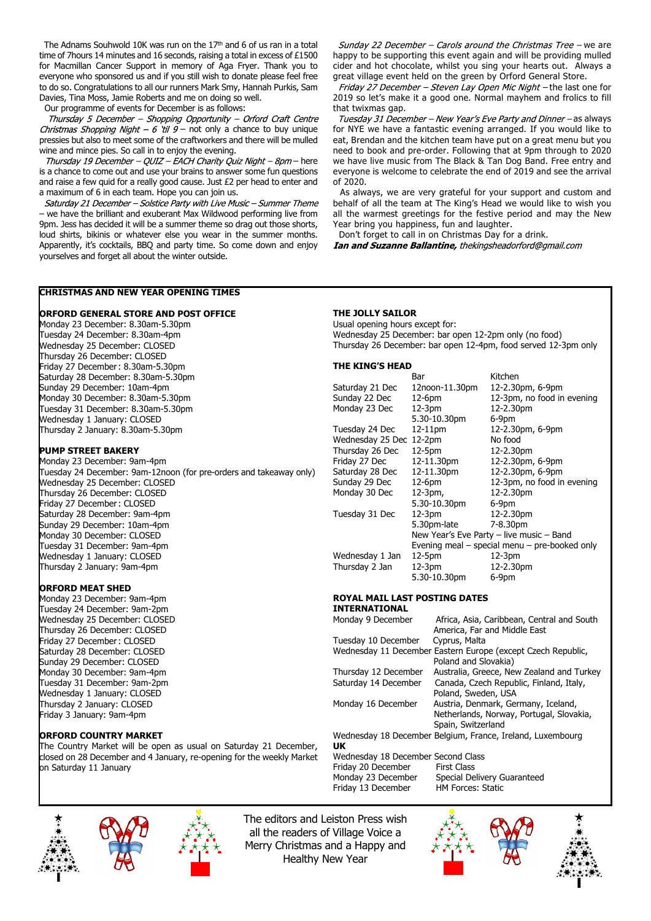The Adnams Souhwold 10K was run on the 17th and 6 of us ran in a total time of 7hours 14 minutes and 16 seconds, raising a total in excess of £1500 for Macmillan Cancer Support in memory of Aga Fryer. Thank you to everyone who sponsored us and if you still wish to donate please feel free to do so. Congratulations to all our runners Mark Smy, Hannah Purkis, Sam Davies, Tina Moss, Jamie Roberts and me on doing so well.

Our programme of events for December is as follows:

*Thursday 5 December – Shopping Opportunity – Orford Craft Centre Christmas Shopping Night – 6 'til 9* – not only a chance to buy unique pressies but also to meet some of the craftworkers and there will be mulled wine and mince pies. So call in to enjoy the evening.

*Thursday 19 December – QUIZ – EACH Charity Quiz Night – 8pm* – here is a chance to come out and use your brains to answer some fun questions and raise a few quid for a really good cause. Just £2 per head to enter and a maximum of 6 in each team. Hope you can join us.

*Saturday 21 December – Solstice Party with Live Music – Summer Theme* – we have the brilliant and exuberant Max Wildwood performing live from 9pm. Jess has decided it will be a summer theme so drag out those shorts, loud shirts, bikinis or whatever else you wear in the summer months. Apparently, it's cocktails, BBQ and party time. So come down and enjoy yourselves and forget all about the winter outside.

*Sunday 22 December – Carols around the Christmas Tree* – we are happy to be supporting this event again and will be providing mulled cider and hot chocolate, whilst you sing your hearts out. Always a great village event held on the green by Orford General Store.

*Friday 27 December – Steven Lay Open Mic Night* – the last one for 2019 so let's make it a good one. Normal mayhem and frolics to fill that twixmas gap.

*Tuesday 31 December – New Year's Eve Party and Dinner* – as always for NYE we have a fantastic evening arranged. If you would like to eat, Brendan and the kitchen team have put on a great menu but you need to book and pre-order. Following that at 9pm through to 2020 we have live music from The Black & Tan Dog Band. Free entry and everyone is welcome to celebrate the end of 2019 and see the arrival of 2020.

As always, we are very grateful for your support and custom and behalf of all the team at The King's Head we would like to wish you all the warmest greetings for the festive period and may the New Year bring you happiness, fun and laughter.

Don't forget to call in on Christmas Day for a drink.

***Ian and Suzanne Ballantine,*** *thekingsheadorford@gmail.com*

## CHRISTMAS AND NEW YEAR OPENING TIMES

### ORFORD GENERAL STORE AND POST OFFICE

Monday 23 December: 8.30am-5.30pm
Tuesday 24 December: 8.30am-4pm
Wednesday 25 December: CLOSED
Thursday 26 December: CLOSED
Friday 27 December: 8.30am-5.30pm
Saturday 28 December: 8.30am-5.30pm
Sunday 29 December: 10am-4pm
Monday 30 December: 8.30am-5.30pm
Tuesday 31 December: 8.30am-5.30pm
Wednesday 1 January: CLOSED
Thursday 2 January: 8.30am-5.30pm

### PUMP STREET BAKERY

Monday 23 December: 9am-4pm
Tuesday 24 December: 9am-12noon (for pre-orders and takeaway only)
Wednesday 25 December: CLOSED
Thursday 26 December: CLOSED
Friday 27 December: CLOSED
Saturday 28 December: 9am-4pm
Sunday 29 December: 10am-4pm
Monday 30 December: CLOSED
Tuesday 31 December: 9am-4pm
Wednesday 1 January: CLOSED
Thursday 2 January: 9am-4pm

### ORFORD MEAT SHED

Monday 23 December: 9am-4pm
Tuesday 24 December: 9am-2pm
Wednesday 25 December: CLOSED
Thursday 26 December: CLOSED
Friday 27 December: CLOSED
Saturday 28 December: CLOSED
Sunday 29 December: CLOSED
Monday 30 December: 9am-4pm
Tuesday 31 December: 9am-2pm
Wednesday 1 January: CLOSED
Thursday 2 January: CLOSED
Friday 3 January: 9am-4pm

### ORFORD COUNTRY MARKET

The Country Market will be open as usual on Saturday 21 December, closed on 28 December and 4 January, re-opening for the weekly Market on Saturday 11 January

### THE JOLLY SAILOR

Usual opening hours except for:
Wednesday 25 December: bar open 12-2pm only (no food)
Thursday 26 December: bar open 12-4pm, food served 12-3pm only

### THE KING'S HEAD

| | Bar | Kitchen |
|---|---|---|
| Saturday 21 Dec | 12noon-11.30pm | 12-2.30pm, 6-9pm |
| Sunday 22 Dec | 12-6pm | 12-3pm, no food in evening |
| Monday 23 Dec | 12-3pm | 12-2.30pm |
| | 5.30-10.30pm | 6-9pm |
| Tuesday 24 Dec | 12-11pm | 12-2.30pm, 6-9pm |
| Wednesday 25 Dec | 12-2pm | No food |
| Thursday 26 Dec | 12-5pm | 12-2.30pm |
| Friday 27 Dec | 12-11.30pm | 12-2.30pm, 6-9pm |
| Saturday 28 Dec | 12-11.30pm | 12-2.30pm, 6-9pm |
| Sunday 29 Dec | 12-6pm | 12-3pm, no food in evening |
| Monday 30 Dec | 12-3pm, | 12-2.30pm |
| | 5.30-10.30pm | 6-9pm |
| Tuesday 31 Dec | 12-3pm | 12-2.30pm |
| | 5.30pm-late | 7-8.30pm |
| | New Year's Eve Party – live music – Band | |
| | Evening meal – special menu – pre-booked only | |
| Wednesday 1 Jan | 12-5pm | 12-3pm |
| Thursday 2 Jan | 12-3pm | 12-2.30pm |
| | 5.30-10.30pm | 6-9pm |

### ROYAL MAIL LAST POSTING DATES

**INTERNATIONAL**

| | |
|---|---|
| Monday 9 December | Africa, Asia, Caribbean, Central and South America, Far and Middle East |
| Tuesday 10 December | Cyprus, Malta |
| Wednesday 11 December | Eastern Europe (except Czech Republic, Poland and Slovakia) |
| Thursday 12 December | Australia, Greece, New Zealand and Turkey |
| Saturday 14 December | Canada, Czech Republic, Finland, Italy, Poland, Sweden, USA |
| Monday 16 December | Austria, Denmark, Germany, Iceland, Netherlands, Norway, Portugal, Slovakia, Spain, Switzerland |
| Wednesday 18 December | Belgium, France, Ireland, Luxembourg |

**UK**

| | |
|---|---|
| Wednesday 18 December | Second Class |
| Friday 20 December | First Class |
| Monday 23 December | Special Delivery Guaranteed |
| Friday 13 December | HM Forces: Static |

The editors and Leiston Press wish all the readers of Village Voice a Merry Christmas and a Happy and Healthy New Year